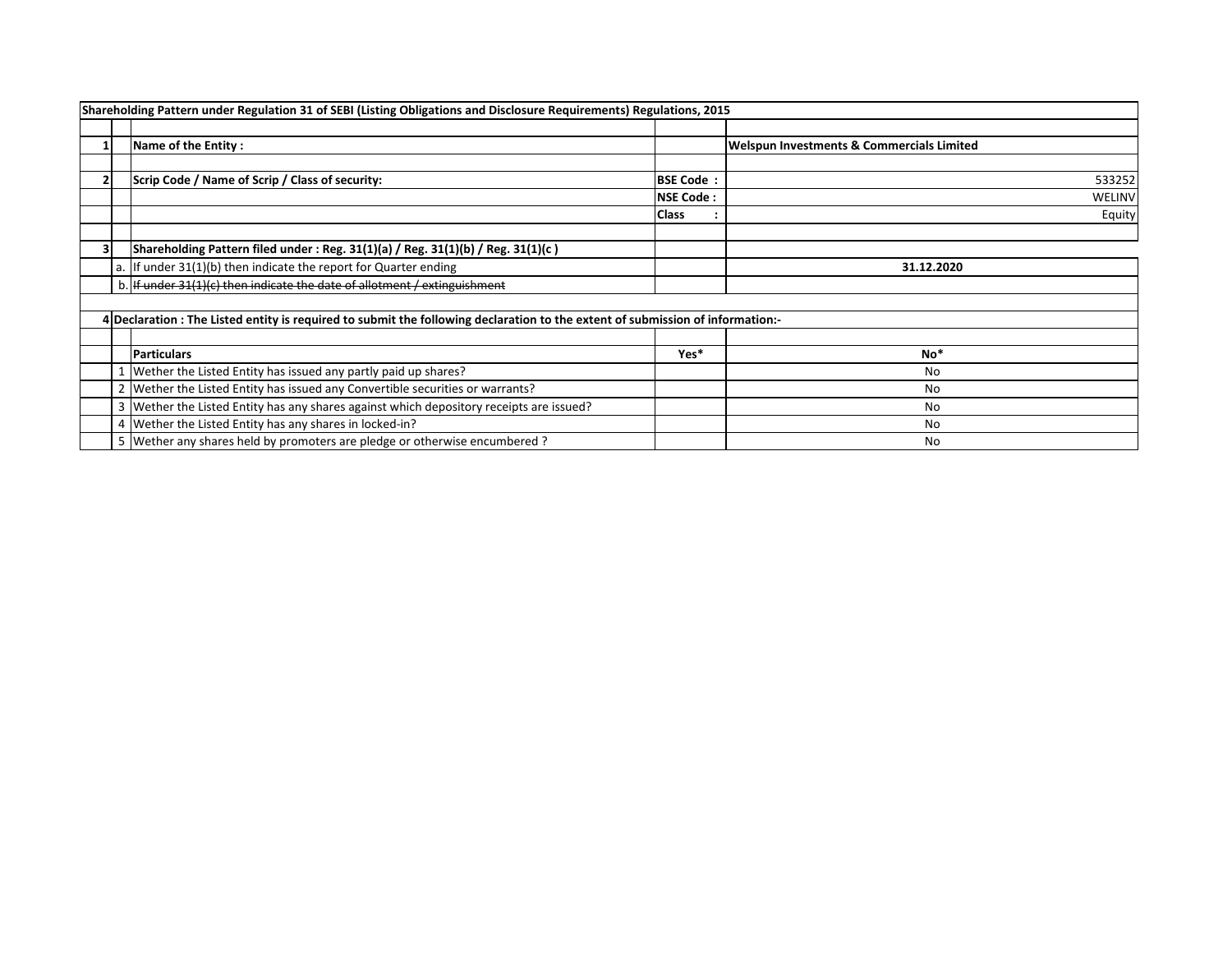| | | Shareholding Pattern under Regulation 31 of SEBI (Listing Obligations and Disclosure Requirements) Regulations, 2015 | | |
|---|---|---|---|---|
| | | | | |
| 1 | | **Name of the Entity :** | | **Welspun Investments & Commercials Limited** |
| | | | | |
| 2 | | **Scrip Code / Name of Scrip / Class of security:** | **BSE Code :** | 533252 |
| | | | **NSE Code :** | WELINV |
| | | | **Class :** | Equity |
| | | | | |
| 3 | | **Shareholding Pattern filed under : Reg. 31(1)(a) / Reg. 31(1)(b) / Reg. 31(1)(c )** | | |
| | a. | If under 31(1)(b) then indicate the report for Quarter ending | | **31.12.2020** |
| | b. | ~~If under 31(1)(c) then indicate the date of allotment / extinguishment~~ | | |
| | | | | |
| 4 | **Declaration : The Listed entity is required to submit the following declaration to the extent of submission of information:-** | | | |
| | | | | |
| | | **Particulars** | **Yes*** | **No*** |
| | 1 | Wether the Listed Entity has issued any partly paid up shares? | | No |
| | 2 | Wether the Listed Entity has issued any Convertible securities or warrants? | | No |
| | 3 | Wether the Listed Entity has any shares against which depository receipts are issued? | | No |
| | 4 | Wether the Listed Entity has any shares in locked-in? | | No |
| | 5 | Wether any shares held by promoters are pledge or otherwise encumbered ? | | No |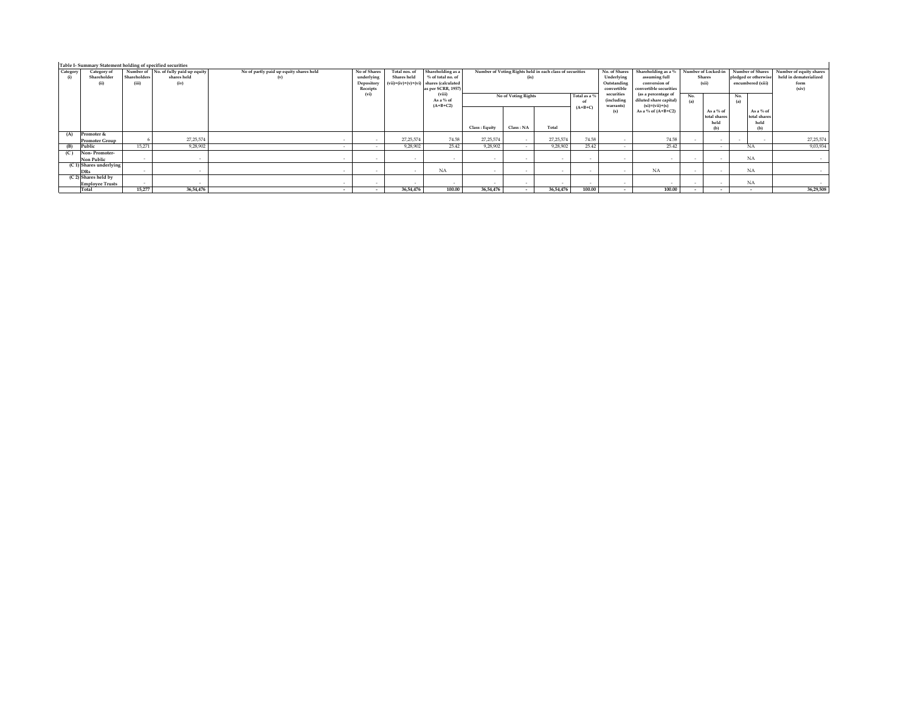**Table I- Summary Statement holding of specified securities**

| Category (i) | Category of Shareholder (ii) | Number of Shareholders (iii) | No. of fully paid up equity shares held (iv) | No of partly paid up equity shares held (v) | No of Shares underlying Depository Receipts (vi) | Total nos. of Shares held (vii)=(iv)+(v)+(vi) | Shareholding as a % of total no. of shares (calculated as per SCRR, 1957) (viii) As a % of (A+B+C2) | Number of Voting Rights held in each class of securities (ix) | | | | No. of Shares Underlying Outstanding convertible securities (including warrants) (x) | Shareholding as a % assuming full conversion of convertible securities (as a percentage of diluted share capital) (xi)=(vii)+(x) As a % of (A+B+C2) | Number of Locked-in Shares (xii) | | Number of Shares pledged or otherwise encumbered (xiii) | | Number of equity shares held in dematerialized form (xiv) |
|---|---|---|---|---|---|---|---|---|---|---|---|---|---|---|---|---|---|---|
| | | | | | | | | No of Voting Rights | | | Total as a % of (A+B+C) | | | No. (a) | As a % of total shares held (b) | No. (a) | As a % of total shares held (b) | |
| | | | | | | | | Class : Equity | Class : NA | Total | | | | | | | | |
| (A) | Promoter & Promoter Group | 6 | 27,25,574 | - | - | 27,25,574 | 74.58 | 27,25,574 | - | 27,25,574 | 74.58 | - | 74.58 | - | - | - | - | 27,25,574 |
| (B) | Public | 15,271 | 9,28,902 | - | - | 9,28,902 | 25.42 | 9,28,902 | - | 9,28,902 | 25.42 | - | 25.42 | | - | NA | | 9,03,934 |
| (C ) | Non- Promoter- Non Public | - | - | - | - | - | - | - | - | - | - | - | - | - | - | NA | | - |
| (C 1) | Shares underlying DRs | - | - | - | - | - | NA | - | - | - | - | - | NA | - | - | NA | | - |
| (C 2) | Shares held by Employee Trusts | - | - | - | - | - | - | - | - | - | - | - | - | - | - | NA | | - |
| | **Total** | **15,277** | **36,54,476** | **-** | **-** | **36,54,476** | **100.00** | **36,54,476** | **-** | **36,54,476** | **100.00** | **-** | **100.00** | **-** | **-** | **-** | | **36,29,508** |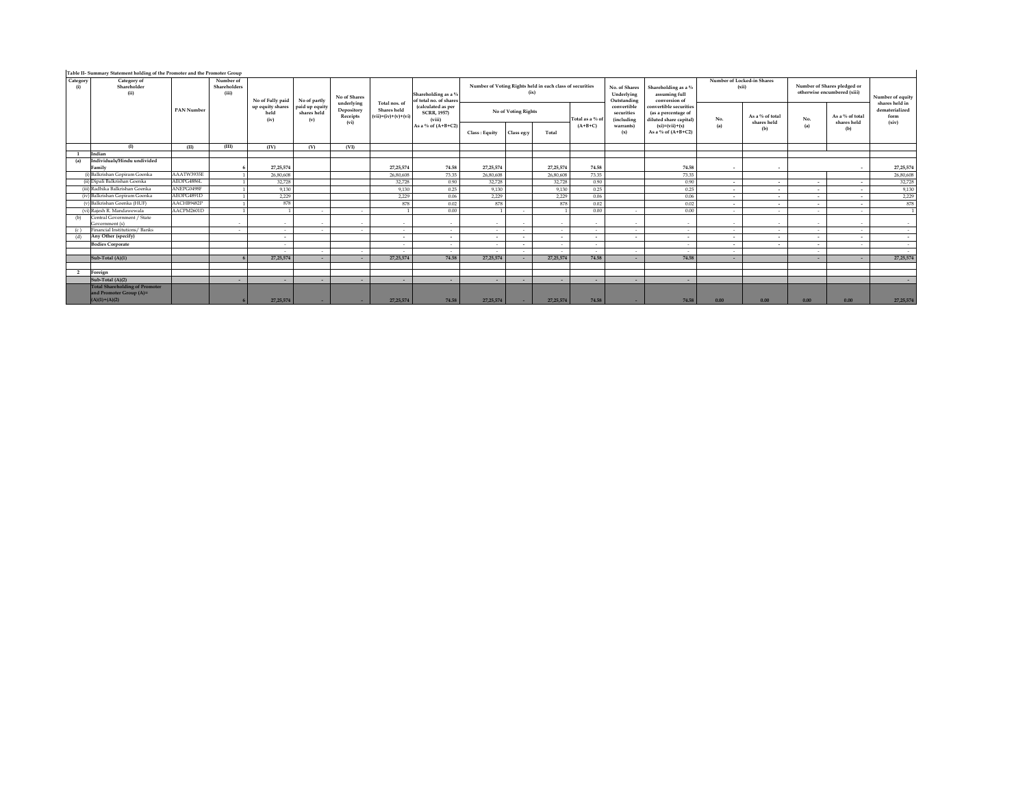Table II- Summary Statement holding of the Promoter and the Promoter Group

| Category (i) | Category of Shareholder (ii) | PAN Number | Number of Shareholders (iii) | No of Fully paid up equity shares held (iv) | No of partly paid up equity shares held (v) | No of Shares underlying Depository Receipts (vi) | Total nos. of Shares held (vii)=(iv)+(v)+(vi) | Shareholding as a % of total no. of shares (calculated as per SCRR, 1957) (viii) As a % of (A+B+C2) | Number of Voting Rights held in each class of securities (ix) | | | | No. of Shares Underlying Outstanding convertible securities (including warrants) (x) | Shareholding as a % assuming full conversion of convertible securities (as a percentage of diluted share capital) (xi)=(vii)+(x) As a % of (A+B+C2) | Number of Locked-in Shares (xii) | | Number of Shares pledged or otherwise encumbered (xiii) | | Number of equity shares held in dematerialized form (xiv) |
|---|---|---|---|---|---|---|---|---|---|---|---|---|---|---|---|---|---|---|---|
| | | | | | | | | | No of Voting Rights | | | Total as a % of (A+B+C) | | | No. (a) | As a % of total shares held (b) | No. (a) | As a % of total shares held (b) | |
| | | | | | | | | | Class : Equity | Class eg:y | Total | | | | | | | | |
| | (I) | (II) | (III) | (IV) | (V) | (VI) | | | | | | | | | | | | | |
| 1 | Indian | | | | | | | | | | | | | | | | | | |
| (a) | Individuals/Hindu undivided Family | | 6 | 27,25,574 | | | 27,25,574 | 74.58 | 27,25,574 | | 27,25,574 | 74.58 | | 74.58 | - | - | | - | 27,25,574 |
| | (i) Balkrishan Gopiram Goenka | AAATW3935E | 1 | 26,80,608 | | | 26,80,608 | 73.35 | 26,80,608 | | 26,80,608 | 73.35 | | 73.35 | | | | | 26,80,608 |
| | (ii) Dipali Balkrishan Goenka | AEOPG4886L | 1 | 32,728 | | | 32,728 | 0.90 | 32,728 | | 32,728 | 0.90 | | 0.90 | - | - | - | - | 32,728 |
| | (iii) Radhika Balkrishan Goenka | ANEPG0498F | 1 | 9,130 | | | 9,130 | 0.25 | 9,130 | | 9,130 | 0.25 | | 0.25 | - | - | - | - | 9,130 |
| | (iv) Balkrishan Gopiram Goenka | AEOPG4891D | 1 | 2,229 | | | 2,229 | 0.06 | 2,229 | | 2,229 | 0.06 | | 0.06 | - | - | - | - | 2,229 |
| | (v) Balkrishan Goenka (HUF) | AACHB9482P | 1 | 878 | | | 878 | 0.02 | 878 | | 878 | 0.02 | | 0.02 | - | - | - | - | 878 |
| | (vi) Rajesh R. Mandawewala | AACPM2601D | 1 | 1 | - | - | 1 | 0.00 | 1 | - | 1 | 0.00 | - | 0.00 | - | - | - | - | 1 |
| (b) | Central Government / State Government (s) | | - | - | - | - | - | - | - | - | - | - | - | - | - | - | - | - | - |
| (c ) | Financial Institutions/ Banks | | - | - | - | - | - | - | - | - | - | - | - | - | - | - | - | - | - |
| (d) | Any Other (specify) | | | - | | | - | - | - | - | - | - | - | - | - | - | - | - | - |
| | Bodies Corporate | | | - | | | - | - | - | - | - | - | | - | - | - | - | - | - |
| | | | | - | - | - | - | - | - | - | - | - | - | - | - | | - | | - |
| | Sub-Total (A)(1) | | 6 | 27,25,574 | - | - | 27,25,574 | 74.58 | 27,25,574 | - | 27,25,574 | 74.58 | - | 74.58 | - | | - | - | 27,25,574 |
| | | | | | | | | | | | | | | | | | | | |
| 2 | Foreign | | | | | | | | | | | | | | | | | | |
| | Sub-Total (A)(2) | | - | - | - | - | - | - | - | - | - | - | - | - | | | | | - |
| | Total Shareholding of Promoter and Promoter Group (A)= (A)(1)+(A)(2) | | 6 | 27,25,574 | - | - | 27,25,574 | 74.58 | 27,25,574 | - | 27,25,574 | 74.58 | - | 74.58 | 0.00 | 0.00 | 0.00 | 0.00 | 27,25,574 |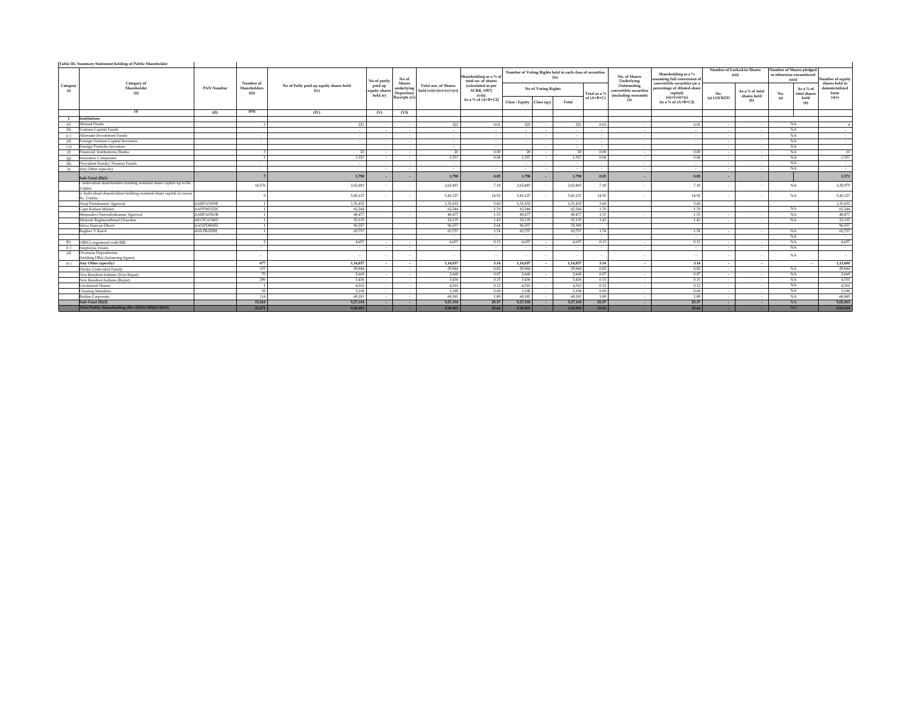**Table III- Summary Statement holding of Public Shareholder**

| Category (i) | Category of Shareholder (ii) | PAN Number | Number of Shareholders (iii) | No of Fully paid up equity shares held (iv) | No of partly paid up equity shares held (v) | No of Shares underlying Depository Receipts (vi) | Total nos. of Shares held (vii)=(iv)+(v)+(vi) | Shareholding as a % of total no. of shares (calculated as per SCRR, 1957) (viii) As a % of (A+B+C2) | Number of Voting Rights held in each class of securities (ix) | | | | No. of Shares Underlying Outstanding convertible securities (including warrants) (x) | Shareholding as a % assuming full conversion of convertible securities (as a percentage of diluted share capital) (xi)=(vii)+(x) As a % of (A+B+C2) | Number of Locked-in Shares (xii) | | Number of Shares pledged or otherwise encumbered (xiii) | | Number of equity shares held in dematerialized form (xiv) |
|---|---|---|---|---|---|---|---|---|---|---|---|---|---|---|---|---|---|---|---|
| | | | | | | | | | No of Voting Rights | | | Total as a % of (A+B+C) | | | No. (a) LOCKED | As a % of total shares held (b) | No. (a) | As a % of total shares held (b) | |
| | | | | | | | | | Class : Equity | Class egy | Total | | | | | | | | |
| | (I) | (II) | (III) | (IV) | (V) | (VI) | | | | | | | | | | | | | |
| 1 | Institutions | | | | | | | | | | | | | | | | | | |
| (a) | Mutual Funds | | 3 | 221 | - | - | 221 | 0.01 | 221 | - | 221 | 0.01 | - | 0.01 | - | - | NA | | 4 |
| (b) | Venture Capital Funds | | | - | - | - | - | - | - | - | - | - | - | - | - | - | NA | | - |
| (c) | Alternate Investment Funds | | - | - | - | - | - | - | - | - | - | - | - | - | - | - | NA | | - |
| (d) | Foreign Venture Capital Investors | | - | - | - | - | - | - | - | - | - | - | - | - | - | - | NA | | - |
| (e) | Foreign Portfolio Investors | | | | - | - | - | - | | - | - | - | - | | - | - | NA | | |
| (f) | Financial Institutions/Banks | | 3 | 20 | - | - | 20 | 0.00 | 20 | - | 20 | 0.00 | - | 0.00 | - | - | NA | | 10 |
| (g) | Insurance Companies | | 1 | 1,557 | - | - | 1,557 | 0.04 | 1,557 | - | 1,557 | 0.04 | - | 0.04 | - | - | NA | | 1,557 |
| (h) | Provident Funds/ Pension Funds | | - | - | - | - | - | - | - | - | - | - | - | - | - | - | NA | | - |
| (i) | Any Other (specify) | | | | - | - | - | - | - | - | - | - | - | - | - | - | NA | | - |
| | Sub-Total (B)(1) | | 7 | 1,798 | - | - | 1,798 | 0.05 | 1,798 | - | 1,798 | 0.05 | - | 0.05 | - | - | | | 1,571 |
| | i. Individual shareholders holding nominal share capital up to Rs. 2 lakhs. | | 14,576 | 2,62,483 | - | - | 2,62,483 | 7.18 | 2,62,483 | - | 2,62,483 | 7.18 | - | 7.18 | - | - | NA | | 2,38,979 |
| | ii. Individual shareholders holding nominal share capital in excess of Rs. 2 lakhs. | | 9 | 5,45,127 | - | - | 5,45,127 | 14.92 | 5,45,127 | - | 5,45,127 | 14.92 | - | 14.92 | - | - | NA | | 5,45,127 |
| | Anuj Premkumar Agarwal | AABPA7439E | 1 | 1,31,432 | | | 1,31,432 | 3.60 | 1,31,432 | | 1,31,432 | 3.60 | | 3.60 | | | | | 1,31,432 |
| | Gopi Kishan Malani | AAPPM3322C | 1 | 62,244 | | | 62,244 | 1.70 | 62,244 | | 62,244 | 1.70 | | 1.70 | | | NA | | 62,244 |
| | Meenadevi Surendrakumar Agarwal | AABPA0543R | 1 | 48,477 | | - | 48,477 | 1.33 | 48,477 | - | 48,477 | 1.33 | - | 1.33 | - | - | NA | | 48,477 |
| | Mukesh Raghunathmal Chandan | AECPC6740D | 1 | 52,135 | | | 52,135 | 1.43 | 52,135 | | 52,135 | 1.43 | | 1.43 | - | - | NA | | 52,135 |
| | Satya Naryan Dhoot | AANPD6945L | 1 | 96,557 | | | 96,557 | 2.64 | 96,557 | | 70,589 | | | | | | | | 96,557 |
| | Raghav V Karol | ANLPK0228J | 1 | 63,757 | | | 63,757 | 1.74 | 63,757 | | 63,757 | 1.74 | | 1.74 | - | - | NA | | 63,757 |
| | | | | | | | - | - | - | | - | - | | - | | | NA | | - |
| (b) | NBFCs registered with RBI | | 2 | 4,657 | - | - | 4,657 | 0.13 | 4,657 | - | 4,657 | 0.13 | - | 0.13 | - | - | NA | | 4,657 |
| (c) | Employee Trusts | | - | - | - | - | - | - | - | - | - | - | - | - | - | - | NA | | - |
| (d) | Overseas Depositories (holding DRs) (balancing figure) | | - | - | - | - | - | - | - | - | - | - | - | - | - | - | NA | | - |
| (e) | Any Other (specify) | | 677 | 1,14,837 | - | - | 1,14,837 | 3.14 | 1,14,837 | - | 1,14,837 | 3.14 | - | 3.14 | - | - | | - | 1,13,600 |
| | Hindu Undivided Family | | 157 | 29,844 | - | - | 29,844 | 0.82 | 29,844 | - | 29,844 | 0.82 | - | 0.82 | - | - | NA | | 29,844 |
| | Non Resident Indians (Non Repat) | | 70 | 2,668 | - | - | 2,668 | 0.07 | 2,668 | - | 2,668 | 0.07 | - | 0.07 | - | - | NA | | 2,668 |
| | Non Resident Indians (Repat) | | 296 | 5,436 | - | - | 5,436 | 0.15 | 5,436 | - | 5,436 | 0.15 | - | 0.15 | - | - | NA | | 4,535 |
| | Unclaimed Shares | | 1 | 4,510 | - | - | 4,510 | 0.12 | 4,510 | - | 4,510 | 0.12 | - | 0.12 | - | - | NA | | 4,510 |
| | Clearing Members | | 39 | 3,198 | - | - | 3,198 | 0.09 | 3,198 | - | 3,198 | 0.09 | - | 0.09 | - | - | NA | | 3,198 |
| | Bodies Corporate | | 114 | 69,181 | - | - | 69,181 | 1.89 | 69,181 | - | 69,181 | 1.89 | - | 1.89 | - | - | NA | | 68,845 |
| | Sub-Total (B)(3) | | 15,264 | 9,27,104 | - | - | 9,27,104 | 25.37 | 9,27,104 | - | 9,27,104 | 25.37 | - | 25.37 | - | - | NA | | 9,02,363 |
| | Total Public Shareholding (B)= (B)(1)+(B)(2)+(B)(3) | | 15,271 | 9,28,902 | - | - | 9,28,902 | 25.42 | 9,28,902 | - | 9,28,902 | 25.42 | - | 25.42 | - | - | NA | | 9,03,934 |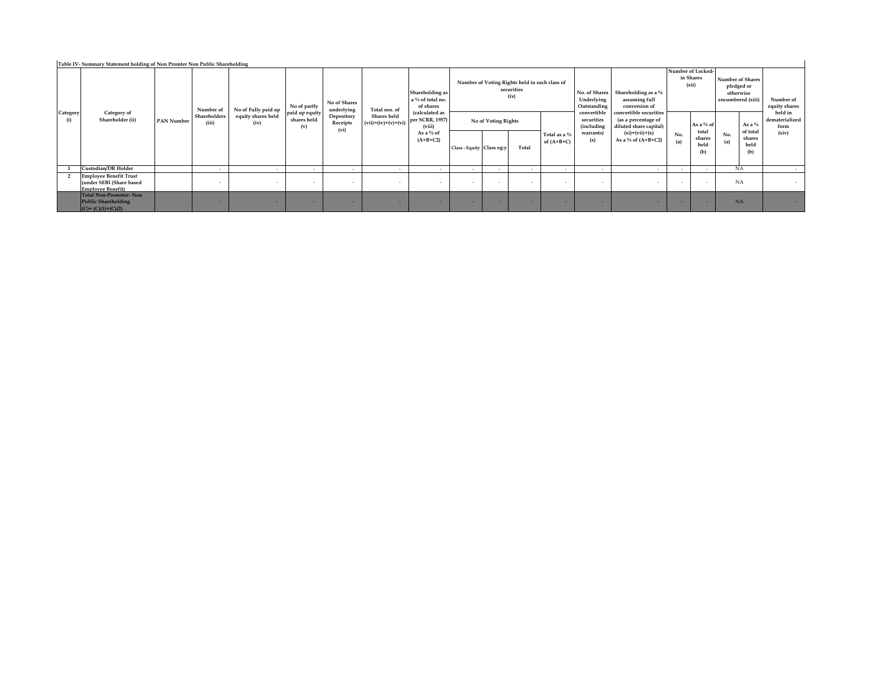Table IV- Summary Statement holding of Non Promter Non Public Shareholding

| Category (i) | Category of Shareholder (ii) | PAN Number | Number of Shareholders (iii) | No of Fully paid up equity shares held (iv) | No of partly paid up equity shares held (v) | No of Shares underlying Depository Receipts (vi) | Total nos. of Shares held (vii)=(iv)+(v)+(vi) | Shareholding as a % of total no. of shares (calculated as per SCRR, 1957) (viii) As a % of (A+B+C2) | Number of Voting Rights held in each class of securities (ix) | | | | No. of Shares Underlying Outstanding convertible securities (including warrants) (x) | Shareholding as a % assuming full conversion of convertible securities (as a percentage of diluted share capital) (xi)=(vii)+(x) As a % of (A+B+C2) | Number of Locked-in Shares (xii) | | Number of Shares pledged or otherwise encumbered (xiii) | | Number of equity shares held in dematerialized form (xiv) |
|---|---|---|---|---|---|---|---|---|---|---|---|---|---|---|---|---|---|---|---|
| | | | | | | | | | No of Voting Rights | | | Total as a % of (A+B+C) | | | No. (a) | As a % of total shares held (b) | No. (a) | As a % of total shares held (b) | |
| | | | | | | | | | Class : Equity | Class eg:y | Total | | | | | | | | |
| 1 | Custodian/DR Holder | | - | - | - | - | - | - | - | - | - | - | - | - | - | - | NA | | - |
| 2 | Employee Benefit Trust (under SEBI (Share based Employee Benefit) | | - | - | - | - | - | - | - | - | - | - | - | - | - | - | NA | | - |
| | **Total Non-Promoter- Non Public Shareholding (C)= (C)(1)+(C)(2)** | | - | - | - | - | - | - | - | - | - | - | - | - | - | - | NA | | - |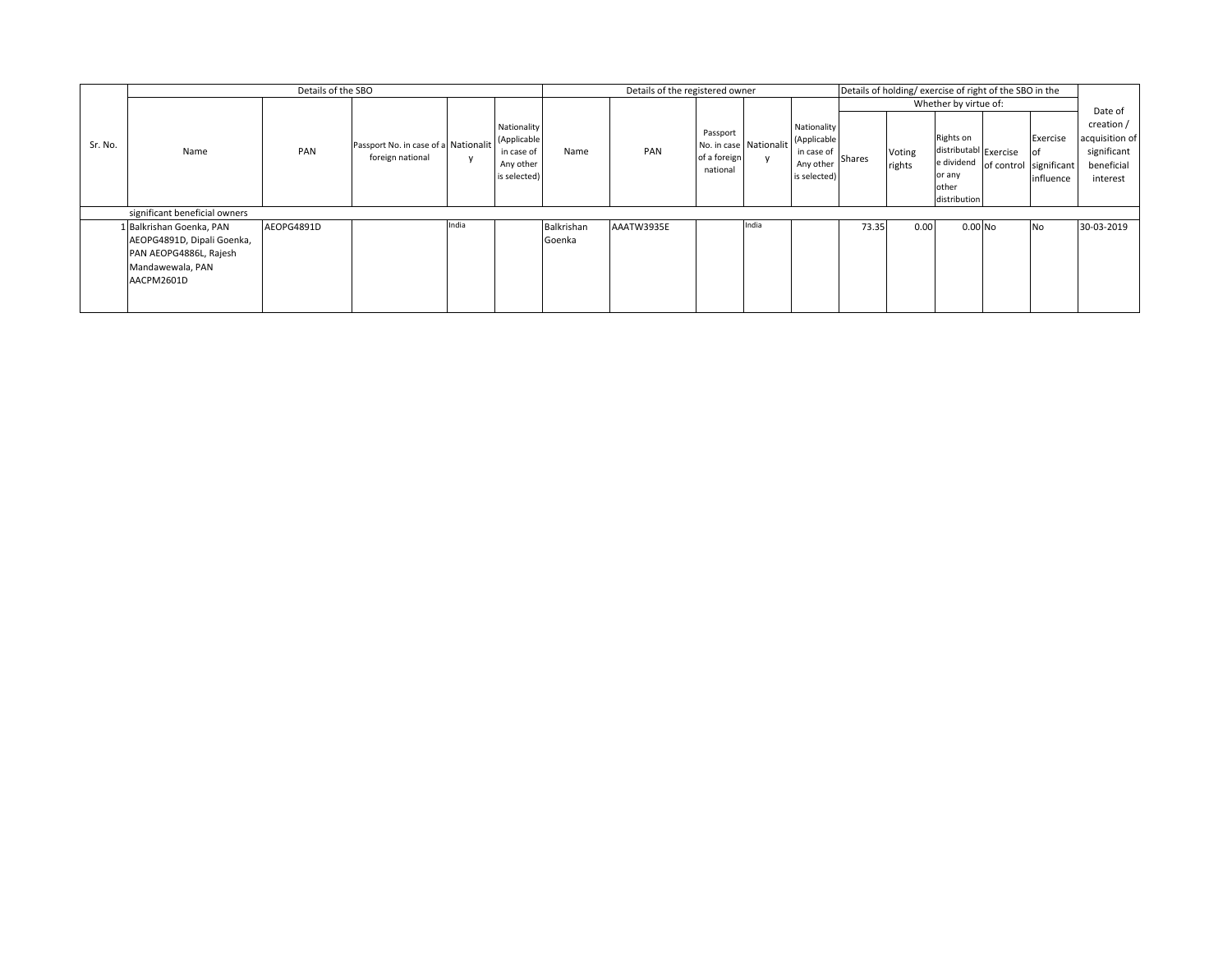| Sr. No. | Details of the SBO | | | | | Details of the registered owner | | | | | Details of holding/ exercise of right of the SBO in the | | | | | Date of creation / acquisition of significant beneficial interest |
|---|---|---|---|---|---|---|---|---|---|---|---|---|---|---|---|---|
| | | | | | | | | | | | Whether by virtue of: | | | | | |
| | Name | PAN | Passport No. in case of a foreign national | Nationality | Nationality (Applicable in case of Any other is selected) | Name | PAN | Passport No. in case of a foreign national | Nationality | Nationality (Applicable in case of Any other is selected) | Shares | Voting rights | Rights on distributable dividend or any other distribution | Exercise of control | Exercise of significant influence | |
| | significant beneficial owners | | | | | | | | | | | | | | | |
| 1 | Balkrishan Goenka, PAN AEOPG4891D, Dipali Goenka, PAN AEOPG4886L, Rajesh Mandawewala, PAN AACPM2601D | AEOPG4891D | | India | | Balkrishan Goenka | AAATW3935E | | India | | 73.35 | 0.00 | 0.00 | No | No | 30-03-2019 |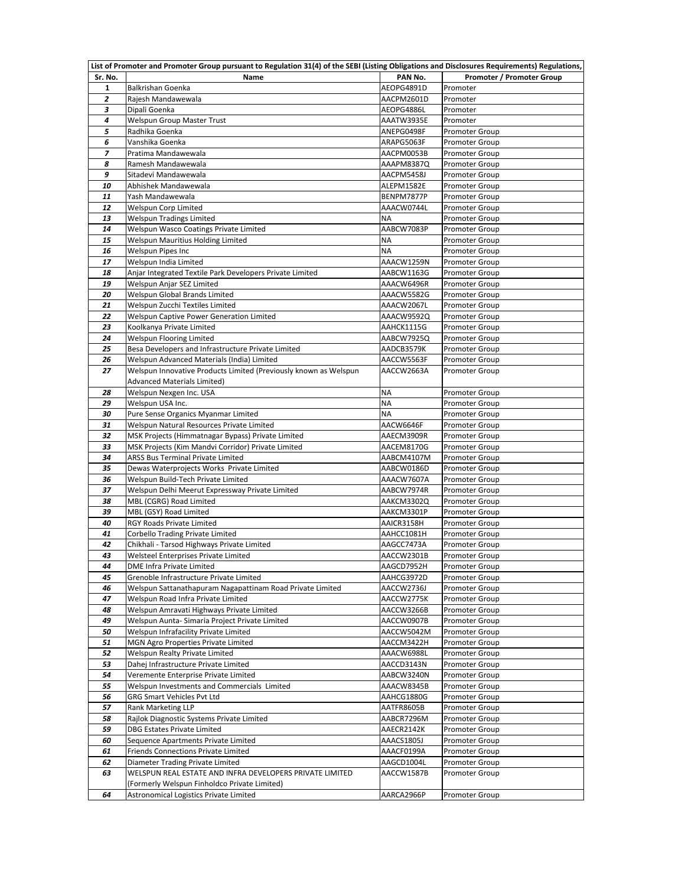| List of Promoter and Promoter Group pursuant to Regulation 31(4) of the SEBI (Listing Obligations and Disclosures Requirements) Regulations, | | | |
|---|---|---|---|
| **Sr. No.** | **Name** | **PAN No.** | **Promoter / Promoter Group** |
| 1 | Balkrishan Goenka | AEOPG4891D | Promoter |
| 2 | Rajesh Mandawewala | AACPM2601D | Promoter |
| 3 | Dipali Goenka | AEOPG4886L | Promoter |
| 4 | Welspun Group Master Trust | AAATW3935E | Promoter |
| 5 | Radhika Goenka | ANEPG0498F | Promoter Group |
| 6 | Vanshika Goenka | ARAPG5063F | Promoter Group |
| 7 | Pratima Mandawewala | AACPM0053B | Promoter Group |
| 8 | Ramesh Mandawewala | AAAPM8387Q | Promoter Group |
| 9 | Sitadevi Mandawewala | AACPM5458J | Promoter Group |
| 10 | Abhishek Mandawewala | ALEPM1582E | Promoter Group |
| 11 | Yash Mandawewala | BENPM7877P | Promoter Group |
| 12 | Welspun Corp Limited | AAACW0744L | Promoter Group |
| 13 | Welspun Tradings Limited | NA | Promoter Group |
| 14 | Welspun Wasco Coatings Private Limited | AABCW7083P | Promoter Group |
| 15 | Welspun Mauritius Holding Limited | NA | Promoter Group |
| 16 | Welspun Pipes Inc | NA | Promoter Group |
| 17 | Welspun India Limited | AAACW1259N | Promoter Group |
| 18 | Anjar Integrated Textile Park Developers Private Limited | AABCW1163G | Promoter Group |
| 19 | Welspun Anjar SEZ Limited | AAACW6496R | Promoter Group |
| 20 | Welspun Global Brands Limited | AAACW5582G | Promoter Group |
| 21 | Welspun Zucchi Textiles Limited | AAACW2067L | Promoter Group |
| 22 | Welspun Captive Power Generation Limited | AAACW9592Q | Promoter Group |
| 23 | Koolkanya Private Limited | AAHCK1115G | Promoter Group |
| 24 | Welspun Flooring Limited | AABCW7925Q | Promoter Group |
| 25 | Besa Developers and Infrastructure Private Limited | AADCB3579K | Promoter Group |
| 26 | Welspun Advanced Materials (India) Limited | AACCW5563F | Promoter Group |
| 27 | Welspun Innovative Products Limited (Previously known as Welspun Advanced Materials Limited) | AACCW2663A | Promoter Group |
| 28 | Welspun Nexgen Inc. USA | NA | Promoter Group |
| 29 | Welspun USA Inc. | NA | Promoter Group |
| 30 | Pure Sense Organics Myanmar Limited | NA | Promoter Group |
| 31 | Welspun Natural Resources Private Limited | AACW6646F | Promoter Group |
| 32 | MSK Projects (Himmatnagar Bypass) Private Limited | AAECM3909R | Promoter Group |
| 33 | MSK Projects (Kim Mandvi Corridor) Private Limited | AACEM8170G | Promoter Group |
| 34 | ARSS Bus Terminal Private Limited | AABCM4107M | Promoter Group |
| 35 | Dewas Waterprojects Works Private Limited | AABCW0186D | Promoter Group |
| 36 | Welspun Build-Tech Private Limited | AAACW7607A | Promoter Group |
| 37 | Welspun Delhi Meerut Expressway Private Limited | AABCW7974R | Promoter Group |
| 38 | MBL (CGRG) Road Limited | AAKCM3302Q | Promoter Group |
| 39 | MBL (GSY) Road Limited | AAKCM3301P | Promoter Group |
| 40 | RGY Roads Private Limited | AAICR3158H | Promoter Group |
| 41 | Corbello Trading Private Limited | AAHCC1081H | Promoter Group |
| 42 | Chikhali - Tarsod Highways Private Limited | AAGCC7473A | Promoter Group |
| 43 | Welsteel Enterprises Private Limited | AACCW2301B | Promoter Group |
| 44 | DME Infra Private Limited | AAGCD7952H | Promoter Group |
| 45 | Grenoble Infrastructure Private Limited | AAHCG3972D | Promoter Group |
| 46 | Welspun Sattanathapuram Nagapattinam Road Private Limited | AACCW2736J | Promoter Group |
| 47 | Welspun Road Infra Private Limited | AACCW2775K | Promoter Group |
| 48 | Welspun Amravati Highways Private Limited | AACCW3266B | Promoter Group |
| 49 | Welspun Aunta- Simaria Project Private Limited | AACCW0907B | Promoter Group |
| 50 | Welspun Infrafacility Private Limited | AACCW5042M | Promoter Group |
| 51 | MGN Agro Properties Private Limited | AACCM3422H | Promoter Group |
| 52 | Welspun Realty Private Limited | AAACW6988L | Promoter Group |
| 53 | Dahej Infrastructure Private Limited | AACCD3143N | Promoter Group |
| 54 | Veremente Enterprise Private Limited | AABCW3240N | Promoter Group |
| 55 | Welspun Investments and Commercials Limited | AAACW8345B | Promoter Group |
| 56 | GRG Smart Vehicles Pvt Ltd | AAHCG1880G | Promoter Group |
| 57 | Rank Marketing LLP | AATFR8605B | Promoter Group |
| 58 | Rajlok Diagnostic Systems Private Limited | AABCR7296M | Promoter Group |
| 59 | DBG Estates Private Limited | AAECR2142K | Promoter Group |
| 60 | Sequence Apartments Private Limited | AAACS1805J | Promoter Group |
| 61 | Friends Connections Private Limited | AAACF0199A | Promoter Group |
| 62 | Diameter Trading Private Limited | AAGCD1004L | Promoter Group |
| 63 | WELSPUN REAL ESTATE AND INFRA DEVELOPERS PRIVATE LIMITED (Formerly Welspun Finholdco Private Limited) | AACCW1587B | Promoter Group |
| 64 | Astronomical Logistics Private Limited | AARCA2966P | Promoter Group |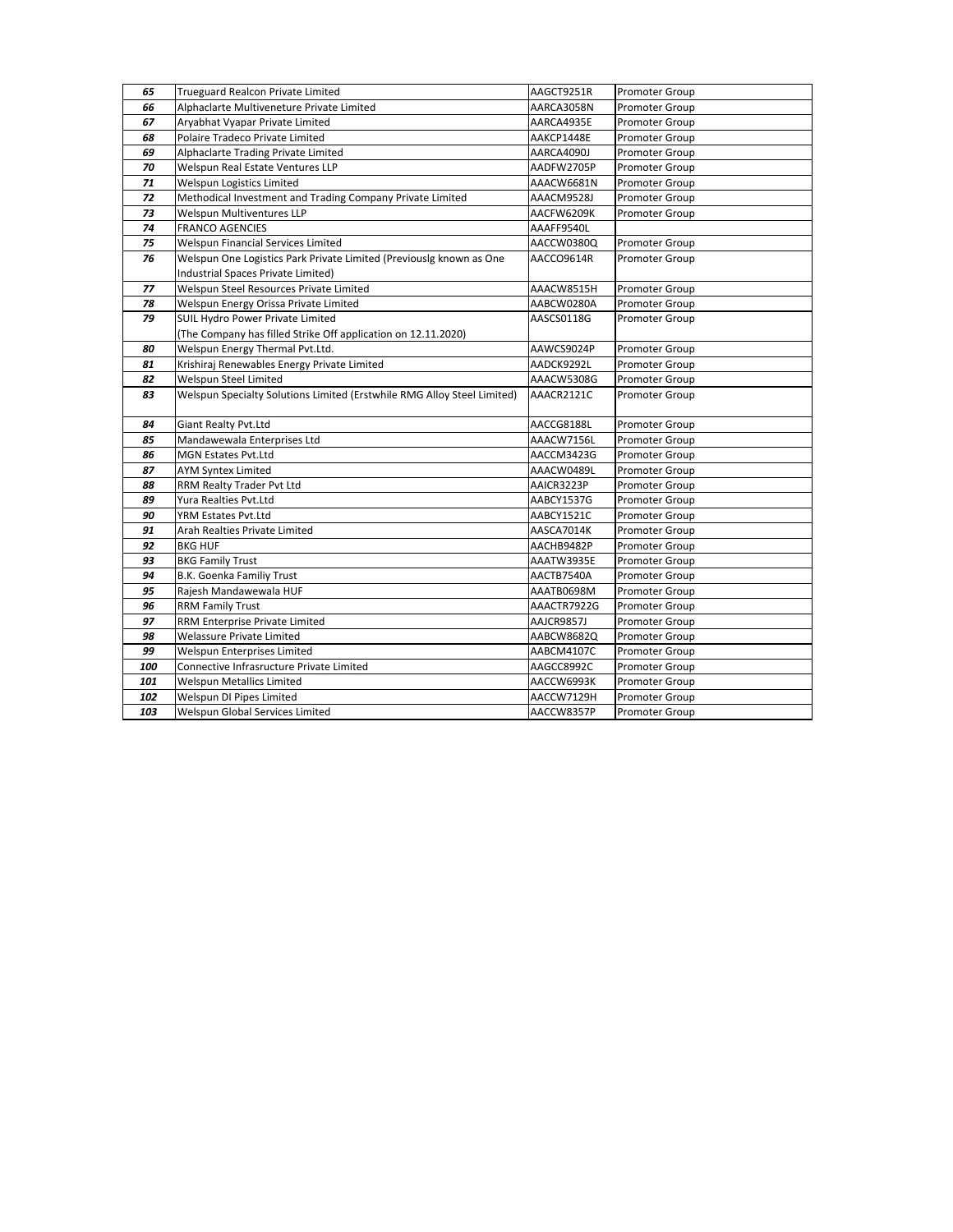| | | | |
|---|---|---|---|
| ***65*** | Trueguard Realcon Private Limited | AAGCT9251R | Promoter Group |
| ***66*** | Alphaclarte Multiveneture Private Limited | AARCA3058N | Promoter Group |
| ***67*** | Aryabhat Vyapar Private Limited | AARCA4935E | Promoter Group |
| ***68*** | Polaire Tradeco Private Limited | AAKCP1448E | Promoter Group |
| ***69*** | Alphaclarte Trading Private Limited | AARCA4090J | Promoter Group |
| ***70*** | Welspun Real Estate Ventures LLP | AADFW2705P | Promoter Group |
| ***71*** | Welspun Logistics Limited | AAACW6681N | Promoter Group |
| ***72*** | Methodical Investment and Trading Company Private Limited | AAACM9528J | Promoter Group |
| ***73*** | Welspun Multiventures LLP | AACFW6209K | Promoter Group |
| ***74*** | FRANCO AGENCIES | AAAFF9540L | |
| ***75*** | Welspun Financial Services Limited | AACCW0380Q | Promoter Group |
| ***76*** | Welspun One Logistics Park Private Limited (Previouslg known as One Industrial Spaces Private Limited) | AACCO9614R | Promoter Group |
| ***77*** | Welspun Steel Resources Private Limited | AAACW8515H | Promoter Group |
| ***78*** | Welspun Energy Orissa Private Limited | AABCW0280A | Promoter Group |
| ***79*** | SUIL Hydro Power Private Limited (The Company has filled Strike Off application on 12.11.2020) | AASCS0118G | Promoter Group |
| ***80*** | Welspun Energy Thermal Pvt.Ltd. | AAWCS9024P | Promoter Group |
| ***81*** | Krishiraj Renewables Energy Private Limited | AADCK9292L | Promoter Group |
| ***82*** | Welspun Steel Limited | AAACW5308G | Promoter Group |
| ***83*** | Welspun Specialty Solutions Limited (Erstwhile RMG Alloy Steel Limited) | AAACR2121C | Promoter Group |
| ***84*** | Giant Realty Pvt.Ltd | AACCG8188L | Promoter Group |
| ***85*** | Mandawewala Enterprises Ltd | AAACW7156L | Promoter Group |
| ***86*** | MGN Estates Pvt.Ltd | AACCM3423G | Promoter Group |
| ***87*** | AYM Syntex Limited | AAACW0489L | Promoter Group |
| ***88*** | RRM Realty Trader Pvt Ltd | AAICR3223P | Promoter Group |
| ***89*** | Yura Realties Pvt.Ltd | AABCY1537G | Promoter Group |
| ***90*** | YRM Estates Pvt.Ltd | AABCY1521C | Promoter Group |
| ***91*** | Arah Realties Private Limited | AASCA7014K | Promoter Group |
| ***92*** | BKG HUF | AACHB9482P | Promoter Group |
| ***93*** | BKG Family Trust | AAATW3935E | Promoter Group |
| ***94*** | B.K. Goenka Familiy Trust | AACTB7540A | Promoter Group |
| ***95*** | Rajesh Mandawewala HUF | AAATB0698M | Promoter Group |
| ***96*** | RRM Family Trust | AAACTR7922G | Promoter Group |
| ***97*** | RRM Enterprise Private Limited | AAJCR9857J | Promoter Group |
| ***98*** | Welassure Private Limited | AABCW8682Q | Promoter Group |
| ***99*** | Welspun Enterprises Limited | AABCM4107C | Promoter Group |
| ***100*** | Connective Infrasructure Private Limited | AAGCC8992C | Promoter Group |
| ***101*** | Welspun Metallics Limited | AACCW6993K | Promoter Group |
| ***102*** | Welspun DI Pipes Limited | AACCW7129H | Promoter Group |
| ***103*** | Welspun Global Services Limited | AACCW8357P | Promoter Group |